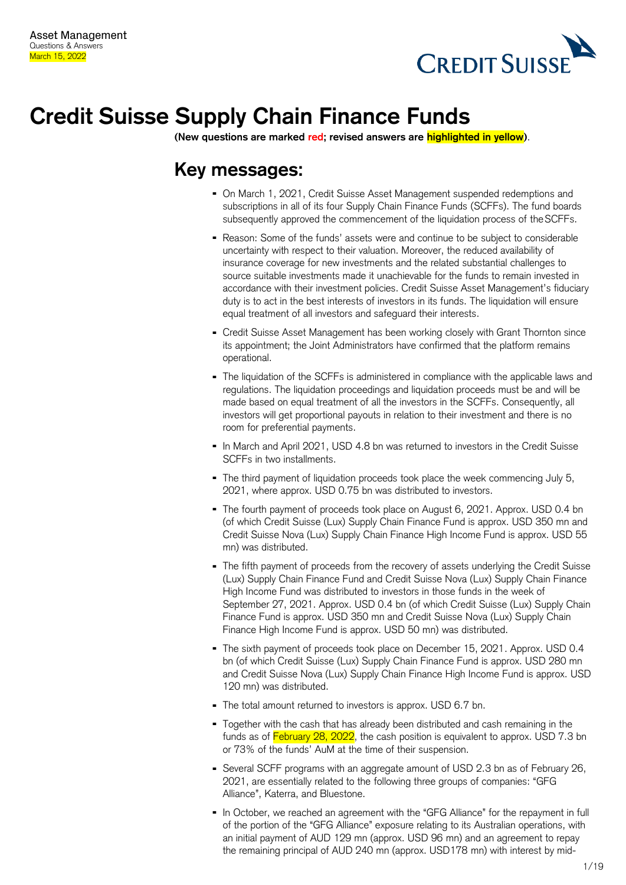Asset Management
Questions & Answers
March 15, 2022

# Credit Suisse Supply Chain Finance Funds

**(New questions are marked red; revised answers are highlighted in yellow)**.

## Key messages:

- On March 1, 2021, Credit Suisse Asset Management suspended redemptions and subscriptions in all of its four Supply Chain Finance Funds (SCFFs). The fund boards subsequently approved the commencement of the liquidation process of the SCFFs.
- Reason: Some of the funds' assets were and continue to be subject to considerable uncertainty with respect to their valuation. Moreover, the reduced availability of insurance coverage for new investments and the related substantial challenges to source suitable investments made it unachievable for the funds to remain invested in accordance with their investment policies. Credit Suisse Asset Management's fiduciary duty is to act in the best interests of investors in its funds. The liquidation will ensure equal treatment of all investors and safeguard their interests.
- Credit Suisse Asset Management has been working closely with Grant Thornton since its appointment; the Joint Administrators have confirmed that the platform remains operational.
- The liquidation of the SCFFs is administered in compliance with the applicable laws and regulations. The liquidation proceedings and liquidation proceeds must be and will be made based on equal treatment of all the investors in the SCFFs. Consequently, all investors will get proportional payouts in relation to their investment and there is no room for preferential payments.
- In March and April 2021, USD 4.8 bn was returned to investors in the Credit Suisse SCFFs in two installments.
- The third payment of liquidation proceeds took place the week commencing July 5, 2021, where approx. USD 0.75 bn was distributed to investors.
- The fourth payment of proceeds took place on August 6, 2021. Approx. USD 0.4 bn (of which Credit Suisse (Lux) Supply Chain Finance Fund is approx. USD 350 mn and Credit Suisse Nova (Lux) Supply Chain Finance High Income Fund is approx. USD 55 mn) was distributed.
- The fifth payment of proceeds from the recovery of assets underlying the Credit Suisse (Lux) Supply Chain Finance Fund and Credit Suisse Nova (Lux) Supply Chain Finance High Income Fund was distributed to investors in those funds in the week of September 27, 2021. Approx. USD 0.4 bn (of which Credit Suisse (Lux) Supply Chain Finance Fund is approx. USD 350 mn and Credit Suisse Nova (Lux) Supply Chain Finance High Income Fund is approx. USD 50 mn) was distributed.
- The sixth payment of proceeds took place on December 15, 2021. Approx. USD 0.4 bn (of which Credit Suisse (Lux) Supply Chain Finance Fund is approx. USD 280 mn and Credit Suisse Nova (Lux) Supply Chain Finance High Income Fund is approx. USD 120 mn) was distributed.
- The total amount returned to investors is approx. USD 6.7 bn.
- Together with the cash that has already been distributed and cash remaining in the funds as of February 28, 2022, the cash position is equivalent to approx. USD 7.3 bn or 73% of the funds' AuM at the time of their suspension.
- Several SCFF programs with an aggregate amount of USD 2.3 bn as of February 26, 2021, are essentially related to the following three groups of companies: "GFG Alliance", Katerra, and Bluestone.
- In October, we reached an agreement with the "GFG Alliance" for the repayment in full of the portion of the "GFG Alliance" exposure relating to its Australian operations, with an initial payment of AUD 129 mn (approx. USD 96 mn) and an agreement to repay the remaining principal of AUD 240 mn (approx. USD178 mn) with interest by mid-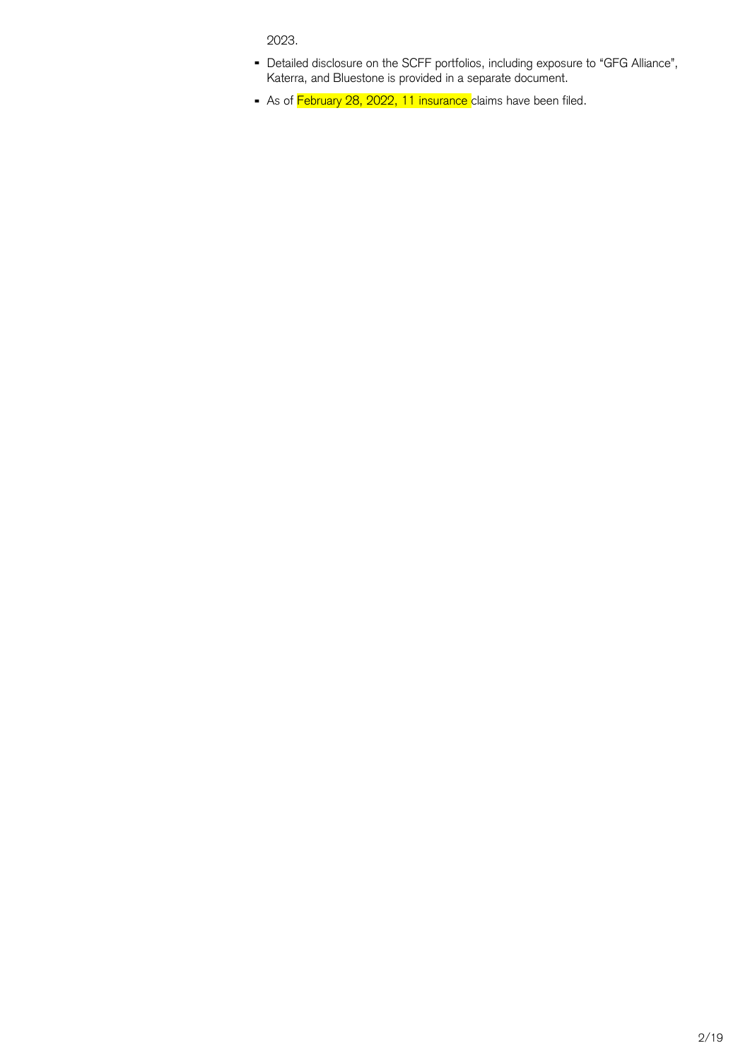2023.

- Detailed disclosure on the SCFF portfolios, including exposure to "GFG Alliance", Katerra, and Bluestone is provided in a separate document.
- As of February 28, 2022, 11 insurance claims have been filed.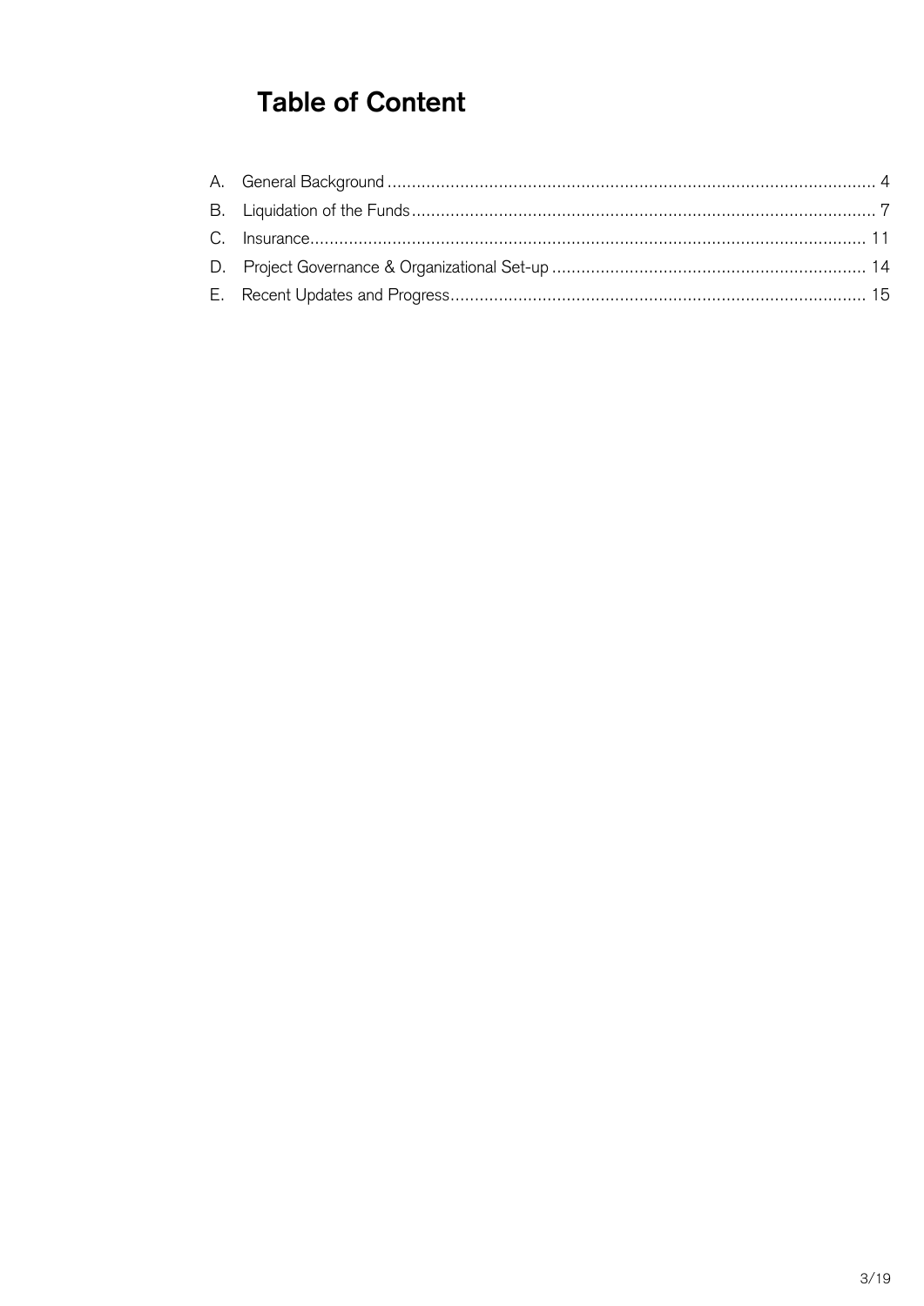# Table of Content

A. General Background .......... 4

B. Liquidation of the Funds .......... 7

C. Insurance .......... 11

D. Project Governance & Organizational Set-up .......... 14

E. Recent Updates and Progress .......... 15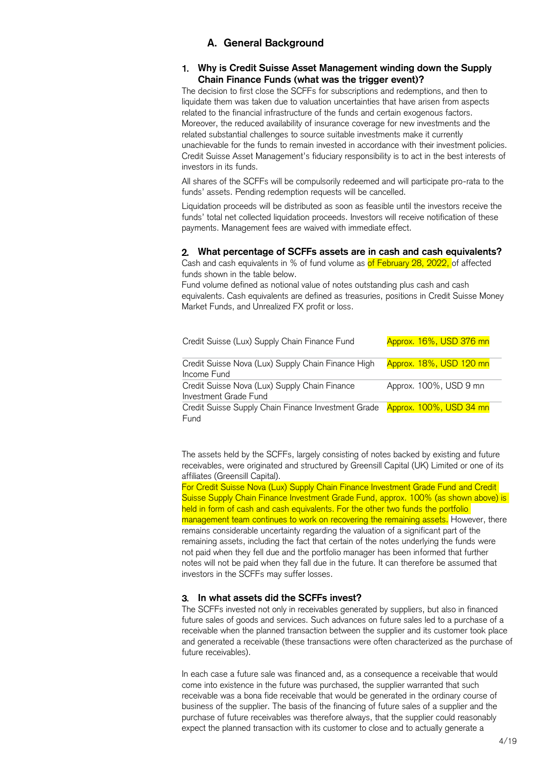## A. General Background

### 1. Why is Credit Suisse Asset Management winding down the Supply Chain Finance Funds (what was the trigger event)?

The decision to first close the SCFFs for subscriptions and redemptions, and then to liquidate them was taken due to valuation uncertainties that have arisen from aspects related to the financial infrastructure of the funds and certain exogenous factors. Moreover, the reduced availability of insurance coverage for new investments and the related substantial challenges to source suitable investments make it currently unachievable for the funds to remain invested in accordance with their investment policies. Credit Suisse Asset Management's fiduciary responsibility is to act in the best interests of investors in its funds.

All shares of the SCFFs will be compulsorily redeemed and will participate pro-rata to the funds' assets. Pending redemption requests will be cancelled.

Liquidation proceeds will be distributed as soon as feasible until the investors receive the funds' total net collected liquidation proceeds. Investors will receive notification of these payments. Management fees are waived with immediate effect.

### 2. What percentage of SCFFs assets are in cash and cash equivalents?

Cash and cash equivalents in % of fund volume as of February 28, 2022, of affected funds shown in the table below.

Fund volume defined as notional value of notes outstanding plus cash and cash equivalents. Cash equivalents are defined as treasuries, positions in Credit Suisse Money Market Funds, and Unrealized FX profit or loss.

| Fund | Cash and cash equivalents |
|---|---|
| Credit Suisse (Lux) Supply Chain Finance Fund | Approx. 16%, USD 376 mn |
| Credit Suisse Nova (Lux) Supply Chain Finance High Income Fund | Approx. 18%, USD 120 mn |
| Credit Suisse Nova (Lux) Supply Chain Finance Investment Grade Fund | Approx. 100%, USD 9 mn |
| Credit Suisse Supply Chain Finance Investment Grade Fund | Approx. 100%, USD 34 mn |

The assets held by the SCFFs, largely consisting of notes backed by existing and future receivables, were originated and structured by Greensill Capital (UK) Limited or one of its affiliates (Greensill Capital).

For Credit Suisse Nova (Lux) Supply Chain Finance Investment Grade Fund and Credit Suisse Supply Chain Finance Investment Grade Fund, approx. 100% (as shown above) is held in form of cash and cash equivalents. For the other two funds the portfolio management team continues to work on recovering the remaining assets. However, there remains considerable uncertainty regarding the valuation of a significant part of the remaining assets, including the fact that certain of the notes underlying the funds were not paid when they fell due and the portfolio manager has been informed that further notes will not be paid when they fall due in the future. It can therefore be assumed that investors in the SCFFs may suffer losses.

### 3. In what assets did the SCFFs invest?

The SCFFs invested not only in receivables generated by suppliers, but also in financed future sales of goods and services. Such advances on future sales led to a purchase of a receivable when the planned transaction between the supplier and its customer took place and generated a receivable (these transactions were often characterized as the purchase of future receivables).

In each case a future sale was financed and, as a consequence a receivable that would come into existence in the future was purchased, the supplier warranted that such receivable was a bona fide receivable that would be generated in the ordinary course of business of the supplier. The basis of the financing of future sales of a supplier and the purchase of future receivables was therefore always, that the supplier could reasonably expect the planned transaction with its customer to close and to actually generate a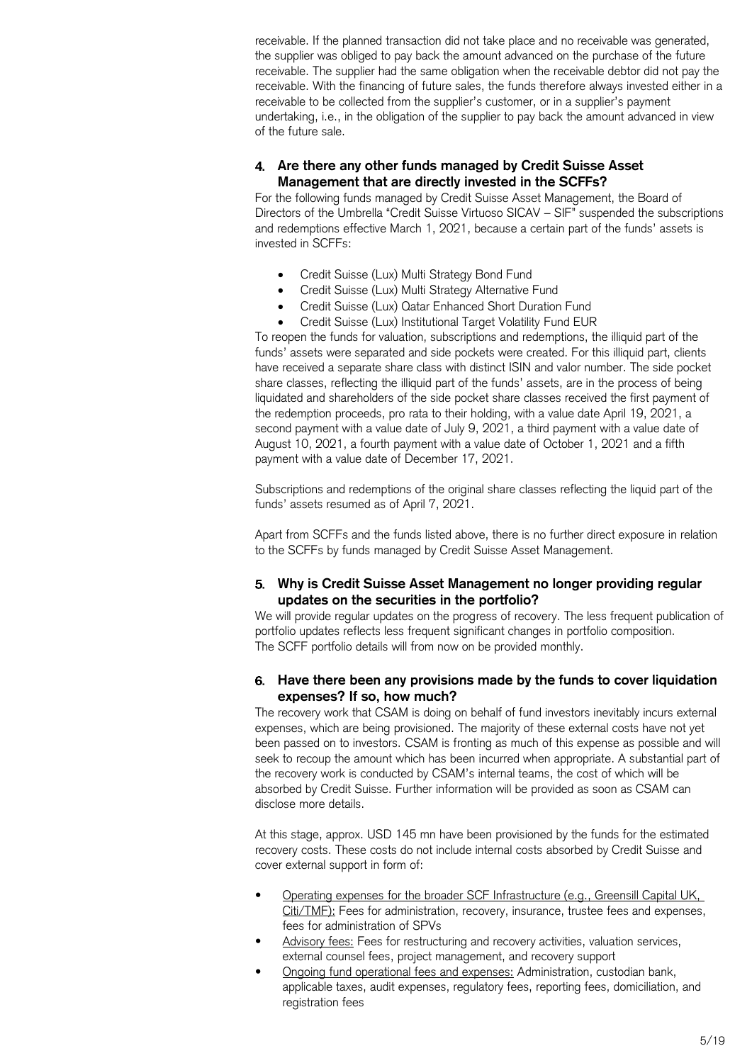receivable. If the planned transaction did not take place and no receivable was generated, the supplier was obliged to pay back the amount advanced on the purchase of the future receivable. The supplier had the same obligation when the receivable debtor did not pay the receivable. With the financing of future sales, the funds therefore always invested either in a receivable to be collected from the supplier's customer, or in a supplier's payment undertaking, i.e., in the obligation of the supplier to pay back the amount advanced in view of the future sale.

### 4. Are there any other funds managed by Credit Suisse Asset Management that are directly invested in the SCFFs?

For the following funds managed by Credit Suisse Asset Management, the Board of Directors of the Umbrella "Credit Suisse Virtuoso SICAV – SIF" suspended the subscriptions and redemptions effective March 1, 2021, because a certain part of the funds' assets is invested in SCFFs:

- Credit Suisse (Lux) Multi Strategy Bond Fund
- Credit Suisse (Lux) Multi Strategy Alternative Fund
- Credit Suisse (Lux) Qatar Enhanced Short Duration Fund
- Credit Suisse (Lux) Institutional Target Volatility Fund EUR

To reopen the funds for valuation, subscriptions and redemptions, the illiquid part of the funds' assets were separated and side pockets were created. For this illiquid part, clients have received a separate share class with distinct ISIN and valor number. The side pocket share classes, reflecting the illiquid part of the funds' assets, are in the process of being liquidated and shareholders of the side pocket share classes received the first payment of the redemption proceeds, pro rata to their holding, with a value date April 19, 2021, a second payment with a value date of July 9, 2021, a third payment with a value date of August 10, 2021, a fourth payment with a value date of October 1, 2021 and a fifth payment with a value date of December 17, 2021.

Subscriptions and redemptions of the original share classes reflecting the liquid part of the funds' assets resumed as of April 7, 2021.

Apart from SCFFs and the funds listed above, there is no further direct exposure in relation to the SCFFs by funds managed by Credit Suisse Asset Management.

### 5. Why is Credit Suisse Asset Management no longer providing regular updates on the securities in the portfolio?

We will provide regular updates on the progress of recovery. The less frequent publication of portfolio updates reflects less frequent significant changes in portfolio composition. The SCFF portfolio details will from now on be provided monthly.

### 6. Have there been any provisions made by the funds to cover liquidation expenses? If so, how much?

The recovery work that CSAM is doing on behalf of fund investors inevitably incurs external expenses, which are being provisioned. The majority of these external costs have not yet been passed on to investors. CSAM is fronting as much of this expense as possible and will seek to recoup the amount which has been incurred when appropriate. A substantial part of the recovery work is conducted by CSAM's internal teams, the cost of which will be absorbed by Credit Suisse. Further information will be provided as soon as CSAM can disclose more details.

At this stage, approx. USD 145 mn have been provisioned by the funds for the estimated recovery costs. These costs do not include internal costs absorbed by Credit Suisse and cover external support in form of:

- Operating expenses for the broader SCF Infrastructure (e.g., Greensill Capital UK, Citi/TMF): Fees for administration, recovery, insurance, trustee fees and expenses, fees for administration of SPVs
- Advisory fees: Fees for restructuring and recovery activities, valuation services, external counsel fees, project management, and recovery support
- Ongoing fund operational fees and expenses: Administration, custodian bank, applicable taxes, audit expenses, regulatory fees, reporting fees, domiciliation, and registration fees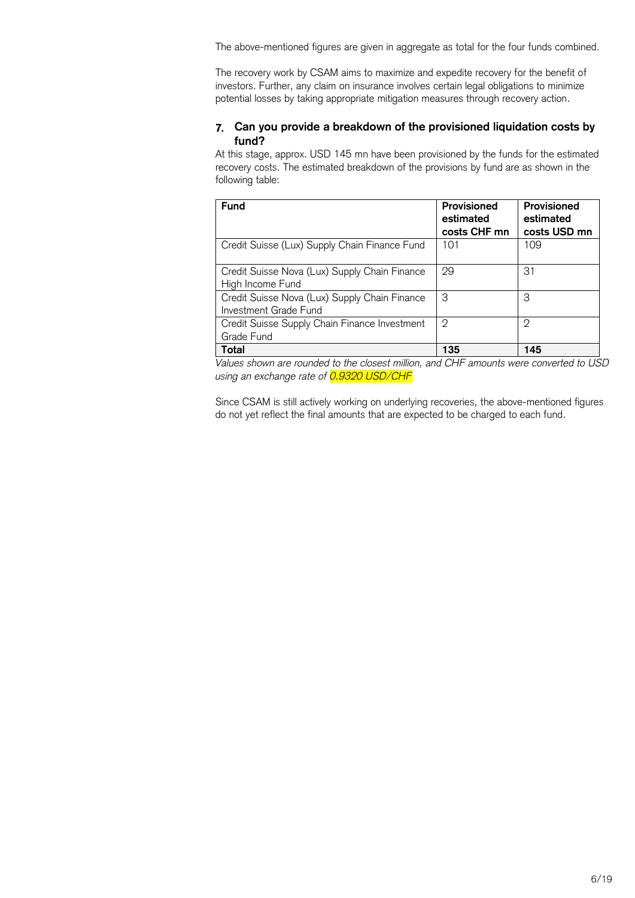The above-mentioned figures are given in aggregate as total for the four funds combined.

The recovery work by CSAM aims to maximize and expedite recovery for the benefit of investors. Further, any claim on insurance involves certain legal obligations to minimize potential losses by taking appropriate mitigation measures through recovery action.

### 7. Can you provide a breakdown of the provisioned liquidation costs by fund?

At this stage, approx. USD 145 mn have been provisioned by the funds for the estimated recovery costs. The estimated breakdown of the provisions by fund are as shown in the following table:

| Fund | Provisioned estimated costs CHF mn | Provisioned estimated costs USD mn |
|---|---|---|
| Credit Suisse (Lux) Supply Chain Finance Fund | 101 | 109 |
| Credit Suisse Nova (Lux) Supply Chain Finance High Income Fund | 29 | 31 |
| Credit Suisse Nova (Lux) Supply Chain Finance Investment Grade Fund | 3 | 3 |
| Credit Suisse Supply Chain Finance Investment Grade Fund | 2 | 2 |
| **Total** | **135** | **145** |

*Values shown are rounded to the closest million, and CHF amounts were converted to USD using an exchange rate of 0.9320 USD/CHF*

Since CSAM is still actively working on underlying recoveries, the above-mentioned figures do not yet reflect the final amounts that are expected to be charged to each fund.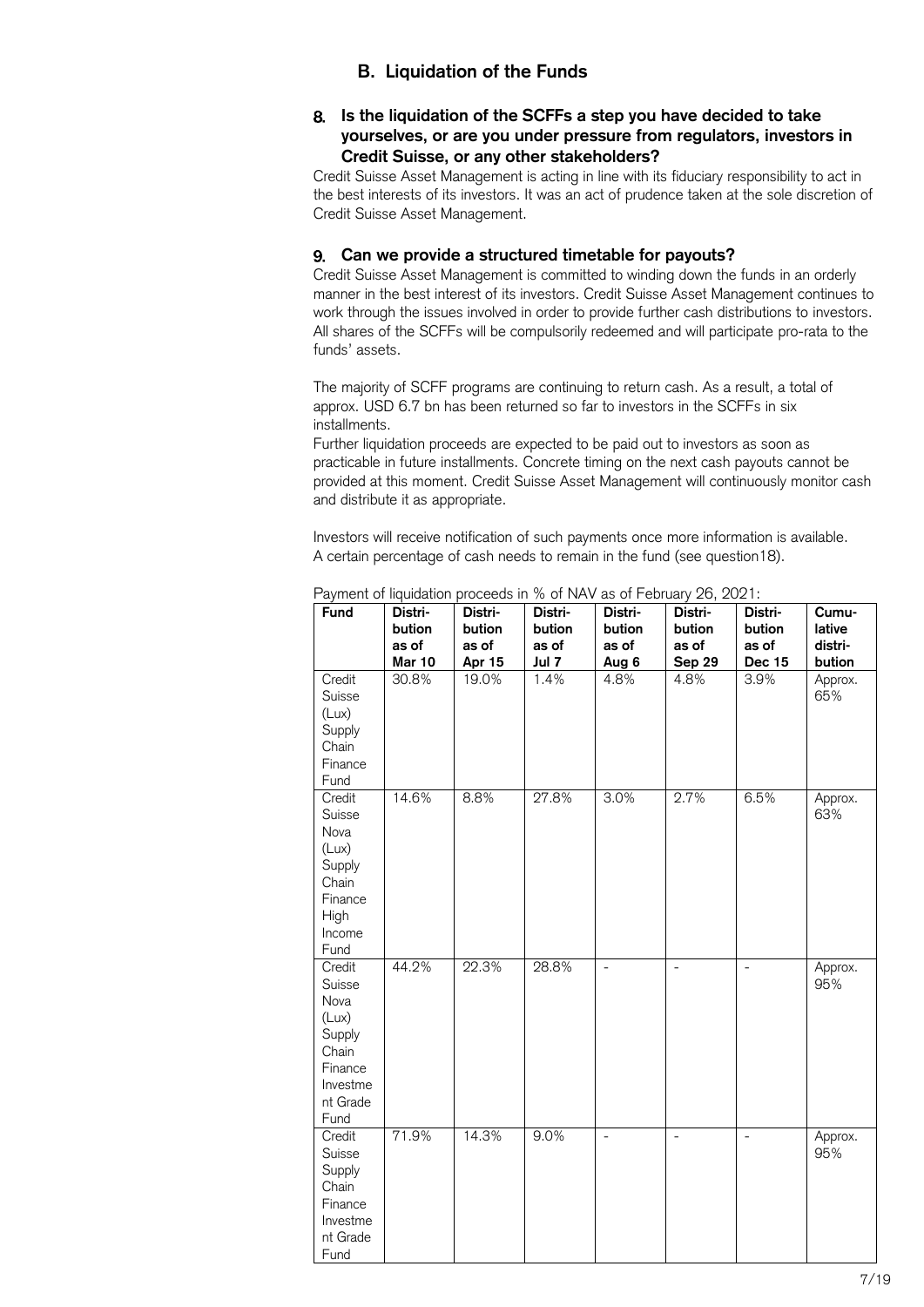## B. Liquidation of the Funds

### 8. Is the liquidation of the SCFFs a step you have decided to take yourselves, or are you under pressure from regulators, investors in Credit Suisse, or any other stakeholders?

Credit Suisse Asset Management is acting in line with its fiduciary responsibility to act in the best interests of its investors. It was an act of prudence taken at the sole discretion of Credit Suisse Asset Management.

### 9. Can we provide a structured timetable for payouts?

Credit Suisse Asset Management is committed to winding down the funds in an orderly manner in the best interest of its investors. Credit Suisse Asset Management continues to work through the issues involved in order to provide further cash distributions to investors. All shares of the SCFFs will be compulsorily redeemed and will participate pro-rata to the funds' assets.

The majority of SCFF programs are continuing to return cash. As a result, a total of approx. USD 6.7 bn has been returned so far to investors in the SCFFs in six installments.
Further liquidation proceeds are expected to be paid out to investors as soon as practicable in future installments. Concrete timing on the next cash payouts cannot be provided at this moment. Credit Suisse Asset Management will continuously monitor cash and distribute it as appropriate.

Investors will receive notification of such payments once more information is available. A certain percentage of cash needs to remain in the fund (see question18).

Payment of liquidation proceeds in % of NAV as of February 26, 2021:

| Fund | Distribution as of Mar 10 | Distribution as of Apr 15 | Distribution as of Jul 7 | Distribution as of Aug 6 | Distribution as of Sep 29 | Distribution as of Dec 15 | Cumulative distribution |
|---|---|---|---|---|---|---|---|
| Credit Suisse (Lux) Supply Chain Finance Fund | 30.8% | 19.0% | 1.4% | 4.8% | 4.8% | 3.9% | Approx. 65% |
| Credit Suisse Nova (Lux) Supply Chain Finance High Income Fund | 14.6% | 8.8% | 27.8% | 3.0% | 2.7% | 6.5% | Approx. 63% |
| Credit Suisse Nova (Lux) Supply Chain Finance Investment Grade Fund | 44.2% | 22.3% | 28.8% | - | - | - | Approx. 95% |
| Credit Suisse Supply Chain Finance Investment Grade Fund | 71.9% | 14.3% | 9.0% | - | - | - | Approx. 95% |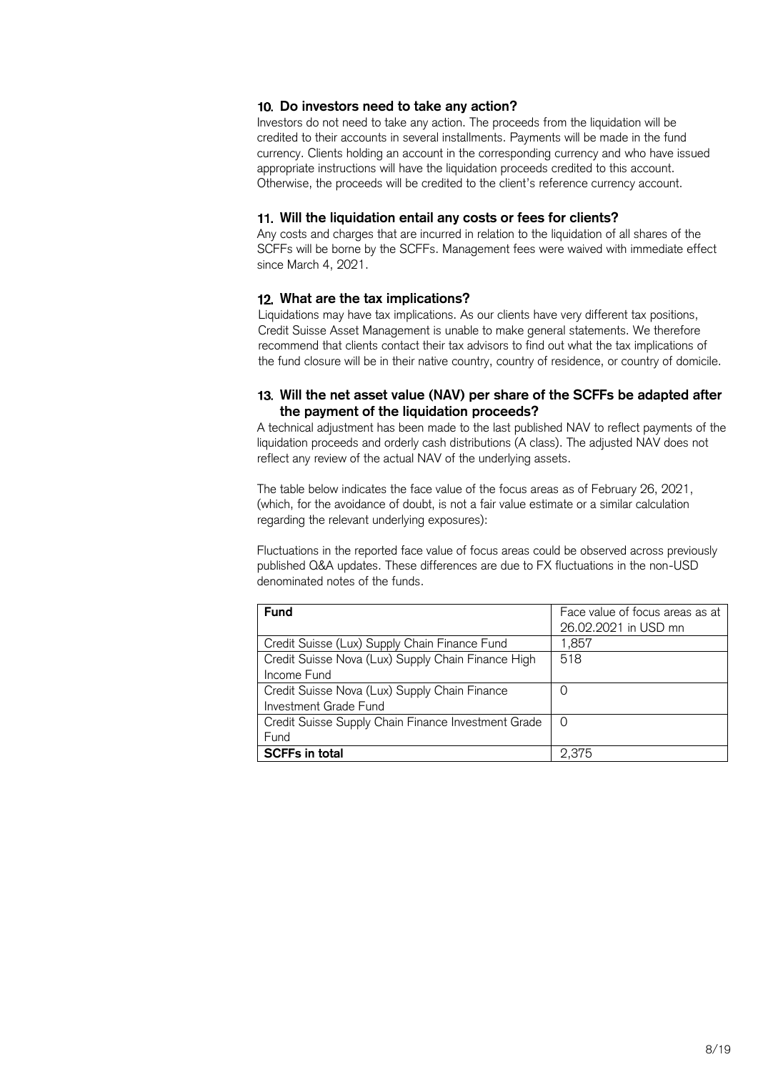### 10. Do investors need to take any action?

Investors do not need to take any action. The proceeds from the liquidation will be credited to their accounts in several installments. Payments will be made in the fund currency. Clients holding an account in the corresponding currency and who have issued appropriate instructions will have the liquidation proceeds credited to this account. Otherwise, the proceeds will be credited to the client's reference currency account.

### 11. Will the liquidation entail any costs or fees for clients?

Any costs and charges that are incurred in relation to the liquidation of all shares of the SCFFs will be borne by the SCFFs. Management fees were waived with immediate effect since March 4, 2021.

### 12. What are the tax implications?

Liquidations may have tax implications. As our clients have very different tax positions, Credit Suisse Asset Management is unable to make general statements. We therefore recommend that clients contact their tax advisors to find out what the tax implications of the fund closure will be in their native country, country of residence, or country of domicile.

### 13. Will the net asset value (NAV) per share of the SCFFs be adapted after the payment of the liquidation proceeds?

A technical adjustment has been made to the last published NAV to reflect payments of the liquidation proceeds and orderly cash distributions (A class). The adjusted NAV does not reflect any review of the actual NAV of the underlying assets.

The table below indicates the face value of the focus areas as of February 26, 2021, (which, for the avoidance of doubt, is not a fair value estimate or a similar calculation regarding the relevant underlying exposures):

Fluctuations in the reported face value of focus areas could be observed across previously published Q&A updates. These differences are due to FX fluctuations in the non-USD denominated notes of the funds.

| **Fund** | Face value of focus areas as at 26.02.2021 in USD mn |
|---|---|
| Credit Suisse (Lux) Supply Chain Finance Fund | 1,857 |
| Credit Suisse Nova (Lux) Supply Chain Finance High Income Fund | 518 |
| Credit Suisse Nova (Lux) Supply Chain Finance Investment Grade Fund | 0 |
| Credit Suisse Supply Chain Finance Investment Grade Fund | 0 |
| **SCFFs in total** | 2,375 |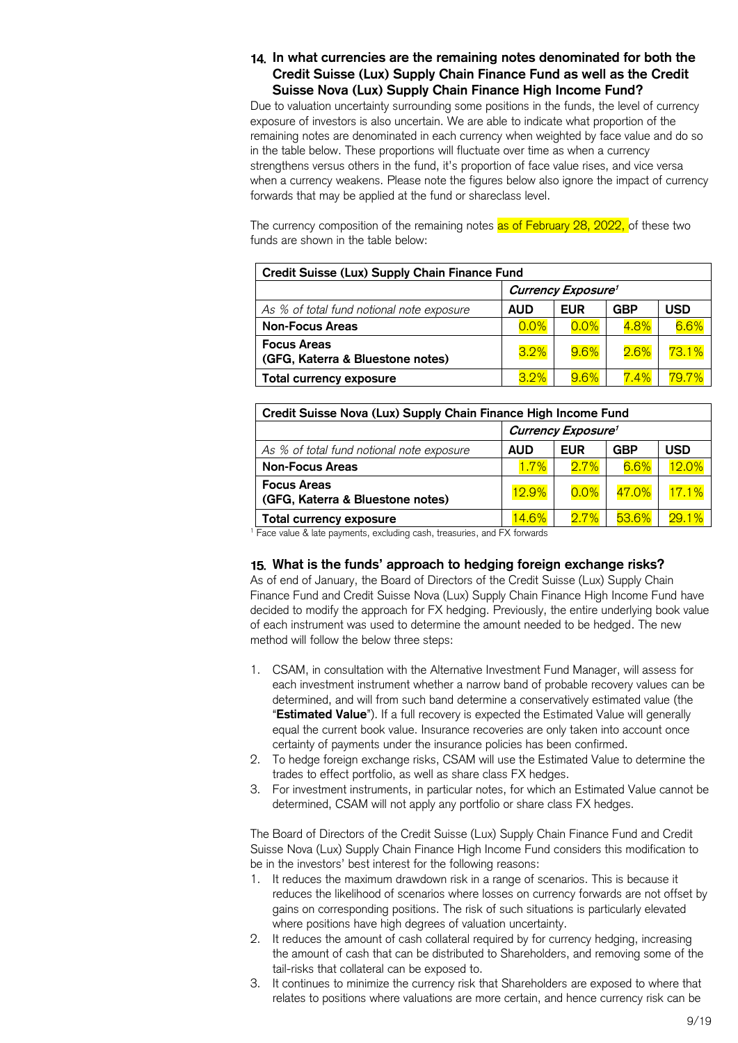### 14. In what currencies are the remaining notes denominated for both the Credit Suisse (Lux) Supply Chain Finance Fund as well as the Credit Suisse Nova (Lux) Supply Chain Finance High Income Fund?

Due to valuation uncertainty surrounding some positions in the funds, the level of currency exposure of investors is also uncertain. We are able to indicate what proportion of the remaining notes are denominated in each currency when weighted by face value and do so in the table below. These proportions will fluctuate over time as when a currency strengthens versus others in the fund, it's proportion of face value rises, and vice versa when a currency weakens. Please note the figures below also ignore the impact of currency forwards that may be applied at the fund or shareclass level.

The currency composition of the remaining notes as of February 28, 2022, of these two funds are shown in the table below:

| **Credit Suisse (Lux) Supply Chain Finance Fund** | | | | |
|---|---|---|---|---|
| | *Currency Exposure[1]* | | | |
| *As % of total fund notional note exposure* | **AUD** | **EUR** | **GBP** | **USD** |
| **Non-Focus Areas** | 0.0% | 0.0% | 4.8% | 6.6% |
| **Focus Areas (GFG, Katerra & Bluestone notes)** | 3.2% | 9.6% | 2.6% | 73.1% |
| **Total currency exposure** | 3.2% | 9.6% | 7.4% | 79.7% |

| **Credit Suisse Nova (Lux) Supply Chain Finance High Income Fund** | | | | |
|---|---|---|---|---|
| | *Currency Exposure[1]* | | | |
| *As % of total fund notional note exposure* | **AUD** | **EUR** | **GBP** | **USD** |
| **Non-Focus Areas** | 1.7% | 2.7% | 6.6% | 12.0% |
| **Focus Areas (GFG, Katerra & Bluestone notes)** | 12.9% | 0.0% | 47.0% | 17.1% |
| **Total currency exposure** | 14.6% | 2.7% | 53.6% | 29.1% |

[1] Face value & late payments, excluding cash, treasuries, and FX forwards

### 15. What is the funds' approach to hedging foreign exchange risks?

As of end of January, the Board of Directors of the Credit Suisse (Lux) Supply Chain Finance Fund and Credit Suisse Nova (Lux) Supply Chain Finance High Income Fund have decided to modify the approach for FX hedging. Previously, the entire underlying book value of each instrument was used to determine the amount needed to be hedged. The new method will follow the below three steps:

1. CSAM, in consultation with the Alternative Investment Fund Manager, will assess for each investment instrument whether a narrow band of probable recovery values can be determined, and will from such band determine a conservatively estimated value (the "**Estimated Value**"). If a full recovery is expected the Estimated Value will generally equal the current book value. Insurance recoveries are only taken into account once certainty of payments under the insurance policies has been confirmed.
2. To hedge foreign exchange risks, CSAM will use the Estimated Value to determine the trades to effect portfolio, as well as share class FX hedges.
3. For investment instruments, in particular notes, for which an Estimated Value cannot be determined, CSAM will not apply any portfolio or share class FX hedges.

The Board of Directors of the Credit Suisse (Lux) Supply Chain Finance Fund and Credit Suisse Nova (Lux) Supply Chain Finance High Income Fund considers this modification to be in the investors' best interest for the following reasons:

1. It reduces the maximum drawdown risk in a range of scenarios. This is because it reduces the likelihood of scenarios where losses on currency forwards are not offset by gains on corresponding positions. The risk of such situations is particularly elevated where positions have high degrees of valuation uncertainty.
2. It reduces the amount of cash collateral required by for currency hedging, increasing the amount of cash that can be distributed to Shareholders, and removing some of the tail-risks that collateral can be exposed to.
3. It continues to minimize the currency risk that Shareholders are exposed to where that relates to positions where valuations are more certain, and hence currency risk can be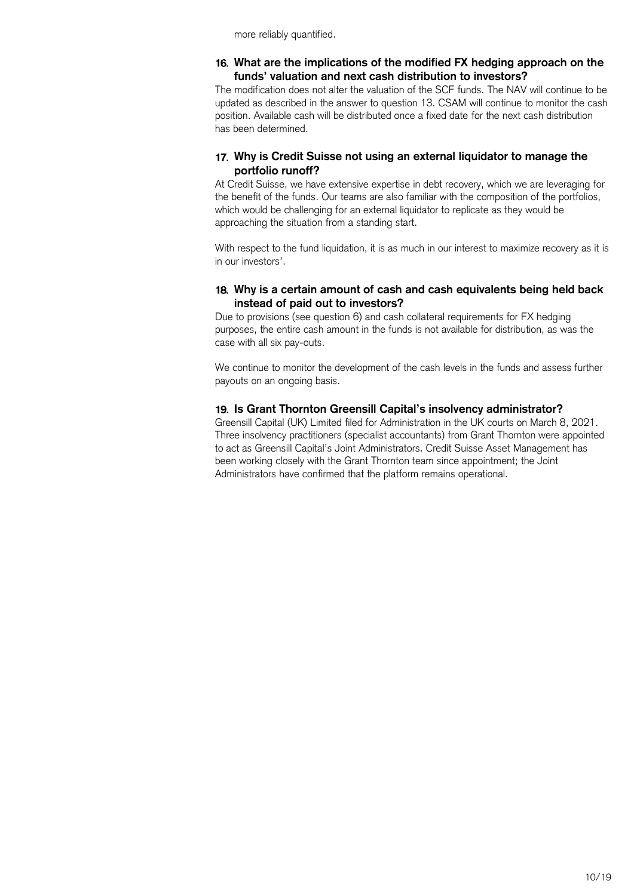more reliably quantified.

### 16. What are the implications of the modified FX hedging approach on the funds' valuation and next cash distribution to investors?

The modification does not alter the valuation of the SCF funds. The NAV will continue to be updated as described in the answer to question 13. CSAM will continue to monitor the cash position. Available cash will be distributed once a fixed date for the next cash distribution has been determined.

### 17. Why is Credit Suisse not using an external liquidator to manage the portfolio runoff?

At Credit Suisse, we have extensive expertise in debt recovery, which we are leveraging for the benefit of the funds. Our teams are also familiar with the composition of the portfolios, which would be challenging for an external liquidator to replicate as they would be approaching the situation from a standing start.

With respect to the fund liquidation, it is as much in our interest to maximize recovery as it is in our investors'.

### 18. Why is a certain amount of cash and cash equivalents being held back instead of paid out to investors?

Due to provisions (see question 6) and cash collateral requirements for FX hedging purposes, the entire cash amount in the funds is not available for distribution, as was the case with all six pay-outs.

We continue to monitor the development of the cash levels in the funds and assess further payouts on an ongoing basis.

### 19. Is Grant Thornton Greensill Capital's insolvency administrator?

Greensill Capital (UK) Limited filed for Administration in the UK courts on March 8, 2021. Three insolvency practitioners (specialist accountants) from Grant Thornton were appointed to act as Greensill Capital's Joint Administrators. Credit Suisse Asset Management has been working closely with the Grant Thornton team since appointment; the Joint Administrators have confirmed that the platform remains operational.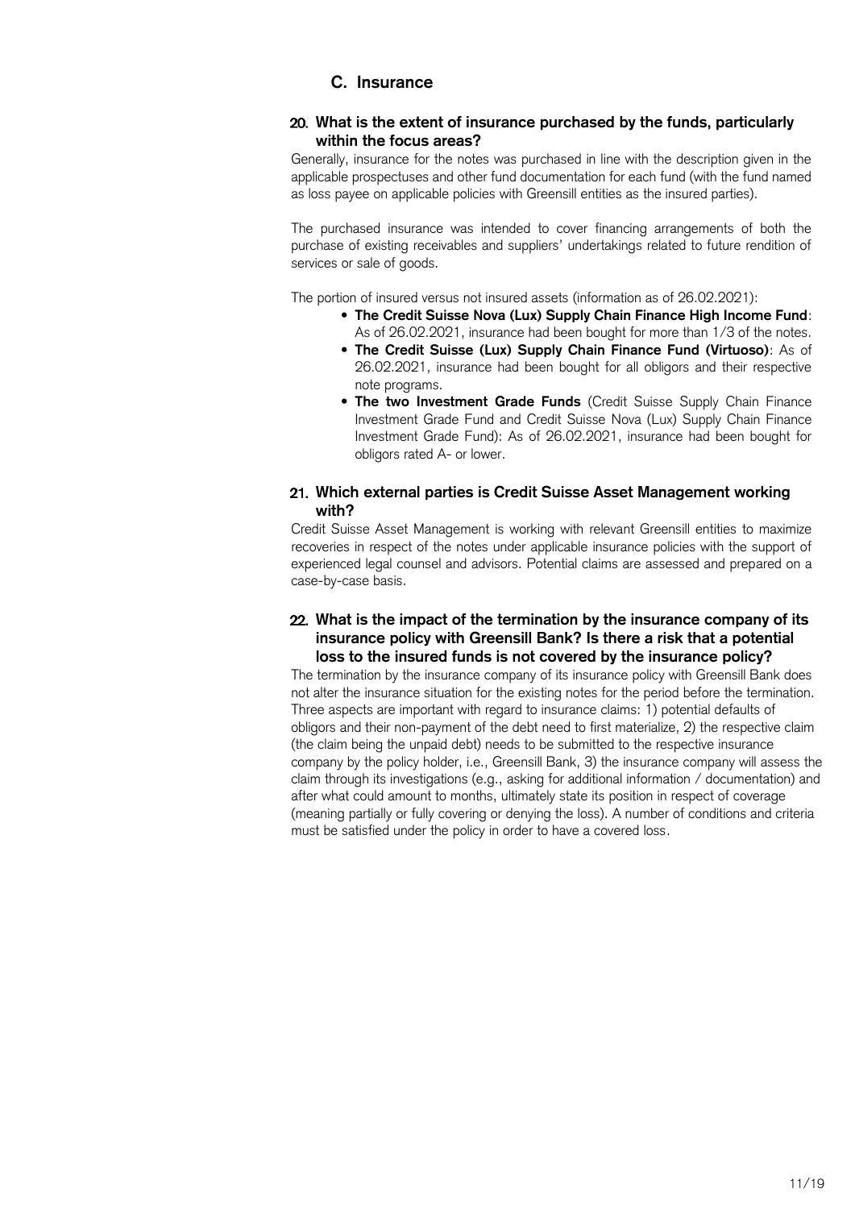## C. Insurance

### 20. What is the extent of insurance purchased by the funds, particularly within the focus areas?

Generally, insurance for the notes was purchased in line with the description given in the applicable prospectuses and other fund documentation for each fund (with the fund named as loss payee on applicable policies with Greensill entities as the insured parties).

The purchased insurance was intended to cover financing arrangements of both the purchase of existing receivables and suppliers' undertakings related to future rendition of services or sale of goods.

The portion of insured versus not insured assets (information as of 26.02.2021):

- **The Credit Suisse Nova (Lux) Supply Chain Finance High Income Fund**: As of 26.02.2021, insurance had been bought for more than 1/3 of the notes.
- **The Credit Suisse (Lux) Supply Chain Finance Fund (Virtuoso)**: As of 26.02.2021, insurance had been bought for all obligors and their respective note programs.
- **The two Investment Grade Funds** (Credit Suisse Supply Chain Finance Investment Grade Fund and Credit Suisse Nova (Lux) Supply Chain Finance Investment Grade Fund): As of 26.02.2021, insurance had been bought for obligors rated A- or lower.

### 21. Which external parties is Credit Suisse Asset Management working with?

Credit Suisse Asset Management is working with relevant Greensill entities to maximize recoveries in respect of the notes under applicable insurance policies with the support of experienced legal counsel and advisors. Potential claims are assessed and prepared on a case-by-case basis.

### 22. What is the impact of the termination by the insurance company of its insurance policy with Greensill Bank? Is there a risk that a potential loss to the insured funds is not covered by the insurance policy?

The termination by the insurance company of its insurance policy with Greensill Bank does not alter the insurance situation for the existing notes for the period before the termination. Three aspects are important with regard to insurance claims: 1) potential defaults of obligors and their non-payment of the debt need to first materialize, 2) the respective claim (the claim being the unpaid debt) needs to be submitted to the respective insurance company by the policy holder, i.e., Greensill Bank, 3) the insurance company will assess the claim through its investigations (e.g., asking for additional information / documentation) and after what could amount to months, ultimately state its position in respect of coverage (meaning partially or fully covering or denying the loss). A number of conditions and criteria must be satisfied under the policy in order to have a covered loss.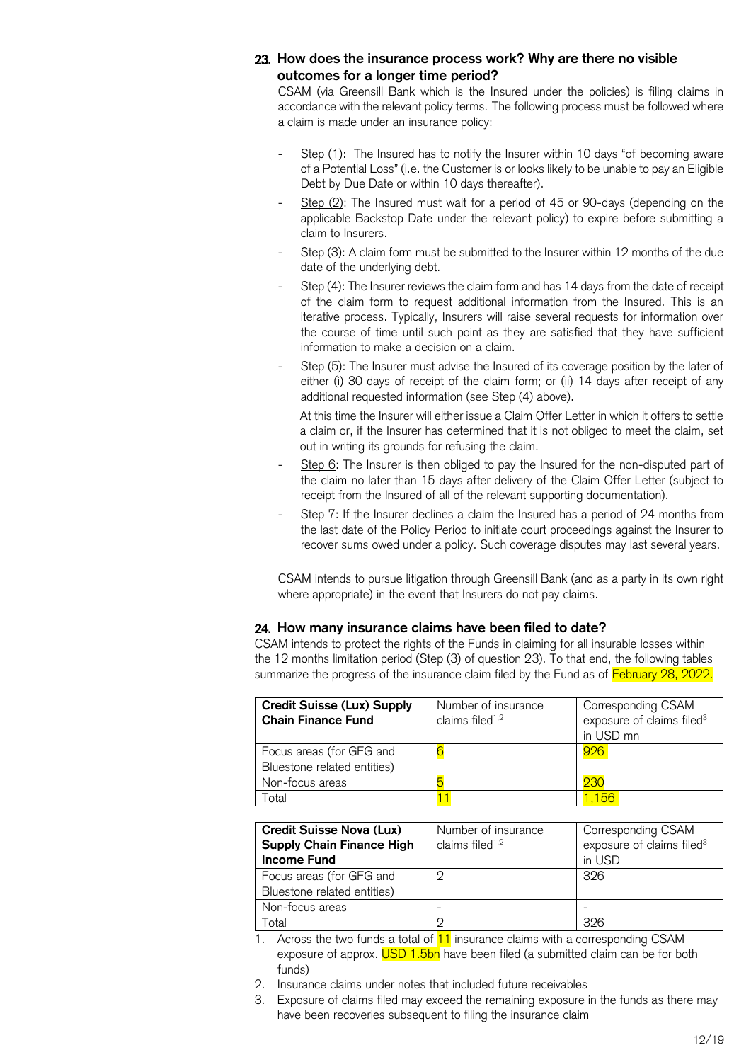## 23. How does the insurance process work? Why are there no visible outcomes for a longer time period?

CSAM (via Greensill Bank which is the Insured under the policies) is filing claims in accordance with the relevant policy terms. The following process must be followed where a claim is made under an insurance policy:

- Step (1): The Insured has to notify the Insurer within 10 days "of becoming aware of a Potential Loss" (i.e. the Customer is or looks likely to be unable to pay an Eligible Debt by Due Date or within 10 days thereafter).
- Step (2): The Insured must wait for a period of 45 or 90-days (depending on the applicable Backstop Date under the relevant policy) to expire before submitting a claim to Insurers.
- Step (3): A claim form must be submitted to the Insurer within 12 months of the due date of the underlying debt.
- Step (4): The Insurer reviews the claim form and has 14 days from the date of receipt of the claim form to request additional information from the Insured. This is an iterative process. Typically, Insurers will raise several requests for information over the course of time until such point as they are satisfied that they have sufficient information to make a decision on a claim.
- Step (5): The Insurer must advise the Insured of its coverage position by the later of either (i) 30 days of receipt of the claim form; or (ii) 14 days after receipt of any additional requested information (see Step (4) above).

  At this time the Insurer will either issue a Claim Offer Letter in which it offers to settle a claim or, if the Insurer has determined that it is not obliged to meet the claim, set out in writing its grounds for refusing the claim.
- Step 6: The Insurer is then obliged to pay the Insured for the non-disputed part of the claim no later than 15 days after delivery of the Claim Offer Letter (subject to receipt from the Insured of all of the relevant supporting documentation).
- Step 7: If the Insurer declines a claim the Insured has a period of 24 months from the last date of the Policy Period to initiate court proceedings against the Insurer to recover sums owed under a policy. Such coverage disputes may last several years.

CSAM intends to pursue litigation through Greensill Bank (and as a party in its own right where appropriate) in the event that Insurers do not pay claims.

## 24. How many insurance claims have been filed to date?

CSAM intends to protect the rights of the Funds in claiming for all insurable losses within the 12 months limitation period (Step (3) of question 23). To that end, the following tables summarize the progress of the insurance claim filed by the Fund as of February 28, 2022.

| **Credit Suisse (Lux) Supply Chain Finance Fund** | Number of insurance claims filed[1,2] | Corresponding CSAM exposure of claims filed[3] in USD mn |
|---|---|---|
| Focus areas (for GFG and Bluestone related entities) | 6 | 926 |
| Non-focus areas | 5 | 230 |
| Total | 11 | 1,156 |

| **Credit Suisse Nova (Lux) Supply Chain Finance High Income Fund** | Number of insurance claims filed[1,2] | Corresponding CSAM exposure of claims filed[3] in USD |
|---|---|---|
| Focus areas (for GFG and Bluestone related entities) | 2 | 326 |
| Non-focus areas | - | - |
| Total | 2 | 326 |

1. Across the two funds a total of 11 insurance claims with a corresponding CSAM exposure of approx. USD 1.5bn have been filed (a submitted claim can be for both funds)
2. Insurance claims under notes that included future receivables
3. Exposure of claims filed may exceed the remaining exposure in the funds as there may have been recoveries subsequent to filing the insurance claim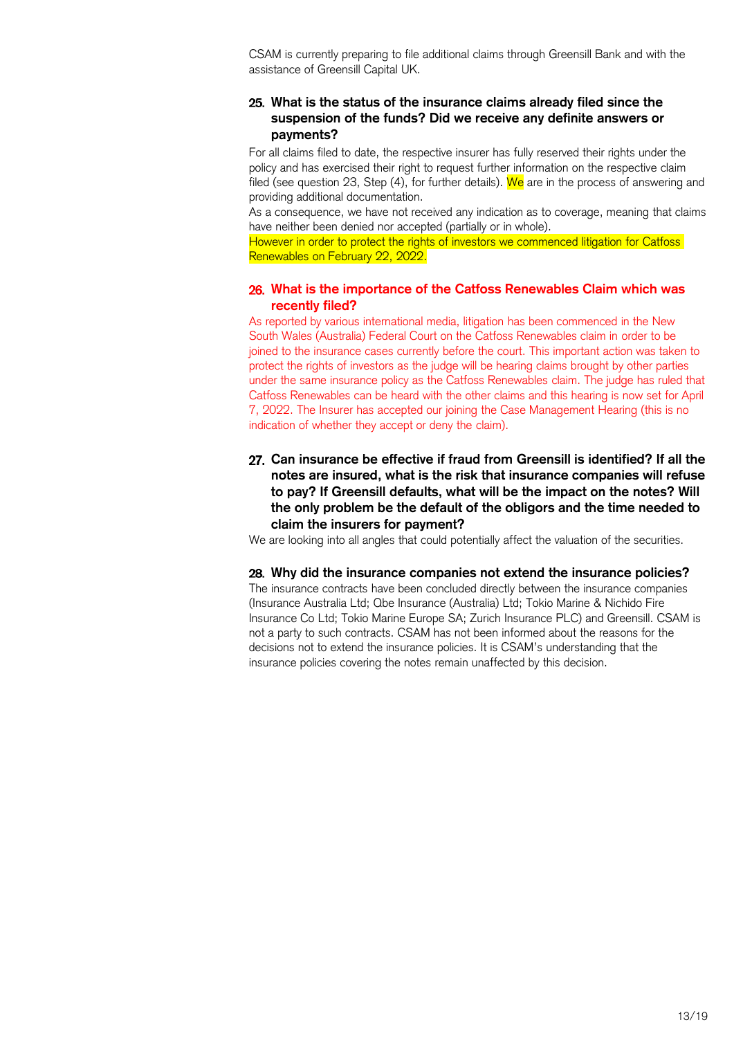CSAM is currently preparing to file additional claims through Greensill Bank and with the assistance of Greensill Capital UK.

### 25. What is the status of the insurance claims already filed since the suspension of the funds? Did we receive any definite answers or payments?

For all claims filed to date, the respective insurer has fully reserved their rights under the policy and has exercised their right to request further information on the respective claim filed (see question 23, Step (4), for further details). We are in the process of answering and providing additional documentation.

As a consequence, we have not received any indication as to coverage, meaning that claims have neither been denied nor accepted (partially or in whole).

However in order to protect the rights of investors we commenced litigation for Catfoss Renewables on February 22, 2022.

### 26. What is the importance of the Catfoss Renewables Claim which was recently filed?

As reported by various international media, litigation has been commenced in the New South Wales (Australia) Federal Court on the Catfoss Renewables claim in order to be joined to the insurance cases currently before the court. This important action was taken to protect the rights of investors as the judge will be hearing claims brought by other parties under the same insurance policy as the Catfoss Renewables claim. The judge has ruled that Catfoss Renewables can be heard with the other claims and this hearing is now set for April 7, 2022. The Insurer has accepted our joining the Case Management Hearing (this is no indication of whether they accept or deny the claim).

### 27. Can insurance be effective if fraud from Greensill is identified? If all the notes are insured, what is the risk that insurance companies will refuse to pay? If Greensill defaults, what will be the impact on the notes? Will the only problem be the default of the obligors and the time needed to claim the insurers for payment?

We are looking into all angles that could potentially affect the valuation of the securities.

### 28. Why did the insurance companies not extend the insurance policies?

The insurance contracts have been concluded directly between the insurance companies (Insurance Australia Ltd; Qbe Insurance (Australia) Ltd; Tokio Marine & Nichido Fire Insurance Co Ltd; Tokio Marine Europe SA; Zurich Insurance PLC) and Greensill. CSAM is not a party to such contracts. CSAM has not been informed about the reasons for the decisions not to extend the insurance policies. It is CSAM's understanding that the insurance policies covering the notes remain unaffected by this decision.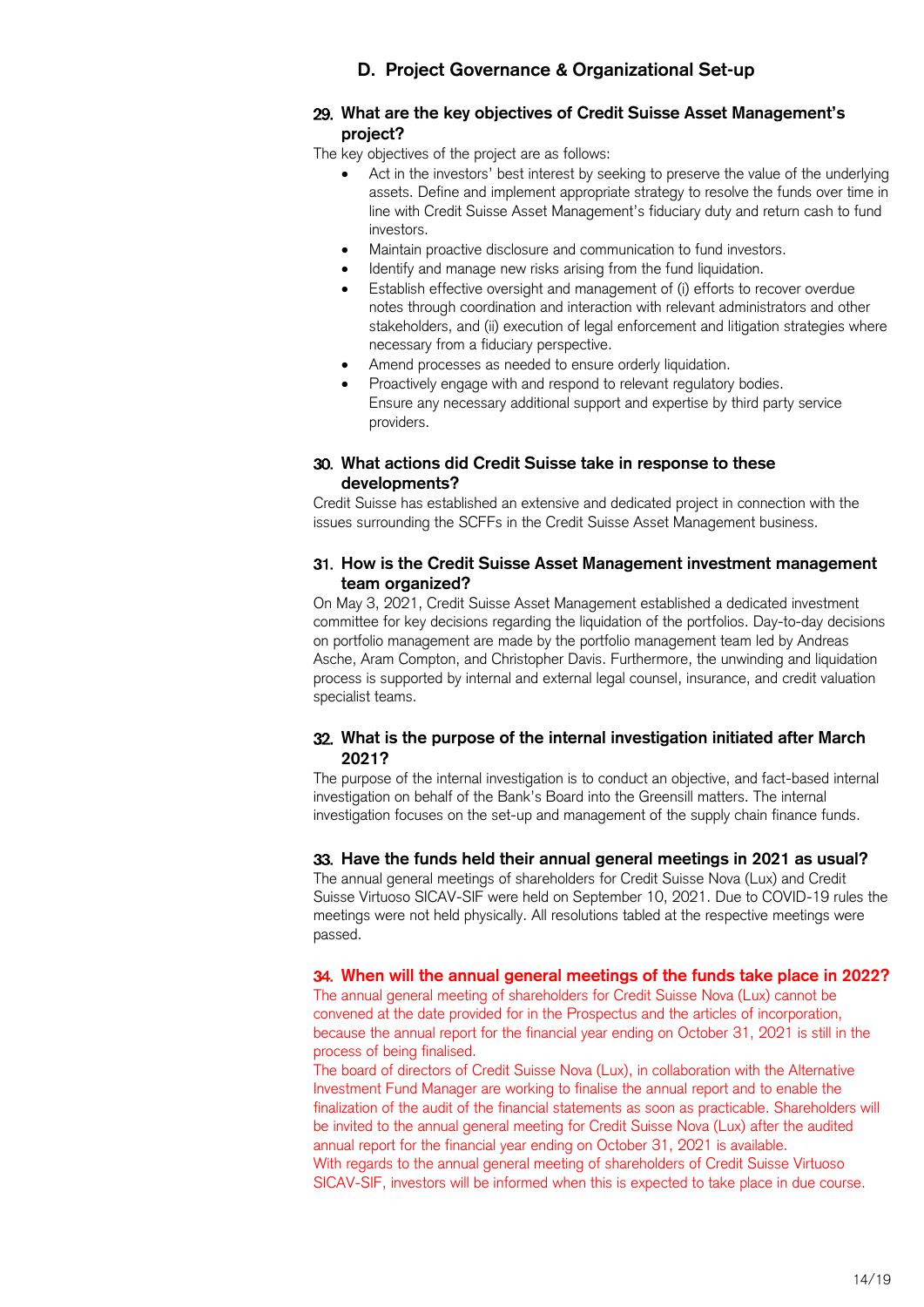## D. Project Governance & Organizational Set-up

### 29. What are the key objectives of Credit Suisse Asset Management's project?

The key objectives of the project are as follows:

- Act in the investors' best interest by seeking to preserve the value of the underlying assets. Define and implement appropriate strategy to resolve the funds over time in line with Credit Suisse Asset Management's fiduciary duty and return cash to fund investors.
- Maintain proactive disclosure and communication to fund investors.
- Identify and manage new risks arising from the fund liquidation.
- Establish effective oversight and management of (i) efforts to recover overdue notes through coordination and interaction with relevant administrators and other stakeholders, and (ii) execution of legal enforcement and litigation strategies where necessary from a fiduciary perspective.
- Amend processes as needed to ensure orderly liquidation.
- Proactively engage with and respond to relevant regulatory bodies. Ensure any necessary additional support and expertise by third party service providers.

### 30. What actions did Credit Suisse take in response to these developments?

Credit Suisse has established an extensive and dedicated project in connection with the issues surrounding the SCFFs in the Credit Suisse Asset Management business.

### 31. How is the Credit Suisse Asset Management investment management team organized?

On May 3, 2021, Credit Suisse Asset Management established a dedicated investment committee for key decisions regarding the liquidation of the portfolios. Day-to-day decisions on portfolio management are made by the portfolio management team led by Andreas Asche, Aram Compton, and Christopher Davis. Furthermore, the unwinding and liquidation process is supported by internal and external legal counsel, insurance, and credit valuation specialist teams.

### 32. What is the purpose of the internal investigation initiated after March 2021?

The purpose of the internal investigation is to conduct an objective, and fact-based internal investigation on behalf of the Bank's Board into the Greensill matters. The internal investigation focuses on the set-up and management of the supply chain finance funds.

### 33. Have the funds held their annual general meetings in 2021 as usual?

The annual general meetings of shareholders for Credit Suisse Nova (Lux) and Credit Suisse Virtuoso SICAV-SIF were held on September 10, 2021. Due to COVID-19 rules the meetings were not held physically. All resolutions tabled at the respective meetings were passed.

### 34. When will the annual general meetings of the funds take place in 2022?

The annual general meeting of shareholders for Credit Suisse Nova (Lux) cannot be convened at the date provided for in the Prospectus and the articles of incorporation, because the annual report for the financial year ending on October 31, 2021 is still in the process of being finalised.

The board of directors of Credit Suisse Nova (Lux), in collaboration with the Alternative Investment Fund Manager are working to finalise the annual report and to enable the finalization of the audit of the financial statements as soon as practicable. Shareholders will be invited to the annual general meeting for Credit Suisse Nova (Lux) after the audited annual report for the financial year ending on October 31, 2021 is available.

With regards to the annual general meeting of shareholders of Credit Suisse Virtuoso SICAV-SIF, investors will be informed when this is expected to take place in due course.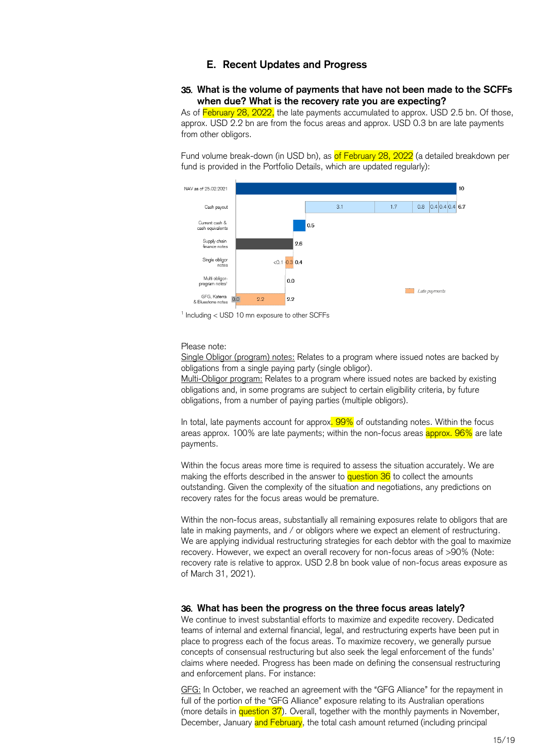## E. Recent Updates and Progress

### 35. What is the volume of payments that have not been made to the SCFFs when due? What is the recovery rate you are expecting?

As of February 28, 2022, the late payments accumulated to approx. USD 2.5 bn. Of those, approx. USD 2.2 bn are from the focus areas and approx. USD 0.3 bn are late payments from other obligors.

Fund volume break-down (in USD bn), as of February 28, 2022 (a detailed breakdown per fund is provided in the Portfolio Details, which are updated regularly):

| Category | Values | Total |
|---|---|---|
| NAV as of 25.02.2021 | | 10 |
| Cash payout | 3.1, 1.7, 0.8, 0.4, 0.4, 0.4 | 6.7 |
| Current cash & cash equivalents | | 0.5 |
| Supply chain finance notes | | 2.6 |
| Single obligor notes | <0.1, 0.3 (late payments) | 0.4 |
| Multi obligor-program notes[1] | | 0.0 |
| GFG, Katerra & Bluestone notes | 0.0, 2.2 (late payments) | 2.2 |

Late payments

[1] Including < USD 10 mn exposure to other SCFFs

Please note:

Single Obligor (program) notes: Relates to a program where issued notes are backed by obligations from a single paying party (single obligor).

Multi-Obligor program: Relates to a program where issued notes are backed by existing obligations and, in some programs are subject to certain eligibility criteria, by future obligations, from a number of paying parties (multiple obligors).

In total, late payments account for approx. 99% of outstanding notes. Within the focus areas approx. 100% are late payments; within the non-focus areas approx. 96% are late payments.

Within the focus areas more time is required to assess the situation accurately. We are making the efforts described in the answer to question 36 to collect the amounts outstanding. Given the complexity of the situation and negotiations, any predictions on recovery rates for the focus areas would be premature.

Within the non-focus areas, substantially all remaining exposures relate to obligors that are late in making payments, and / or obligors where we expect an element of restructuring. We are applying individual restructuring strategies for each debtor with the goal to maximize recovery. However, we expect an overall recovery for non-focus areas of >90% (Note: recovery rate is relative to approx. USD 2.8 bn book value of non-focus areas exposure as of March 31, 2021).

### 36. What has been the progress on the three focus areas lately?

We continue to invest substantial efforts to maximize and expedite recovery. Dedicated teams of internal and external financial, legal, and restructuring experts have been put in place to progress each of the focus areas. To maximize recovery, we generally pursue concepts of consensual restructuring but also seek the legal enforcement of the funds' claims where needed. Progress has been made on defining the consensual restructuring and enforcement plans. For instance:

GFG: In October, we reached an agreement with the "GFG Alliance" for the repayment in full of the portion of the "GFG Alliance" exposure relating to its Australian operations (more details in question 37). Overall, together with the monthly payments in November, December, January and February, the total cash amount returned (including principal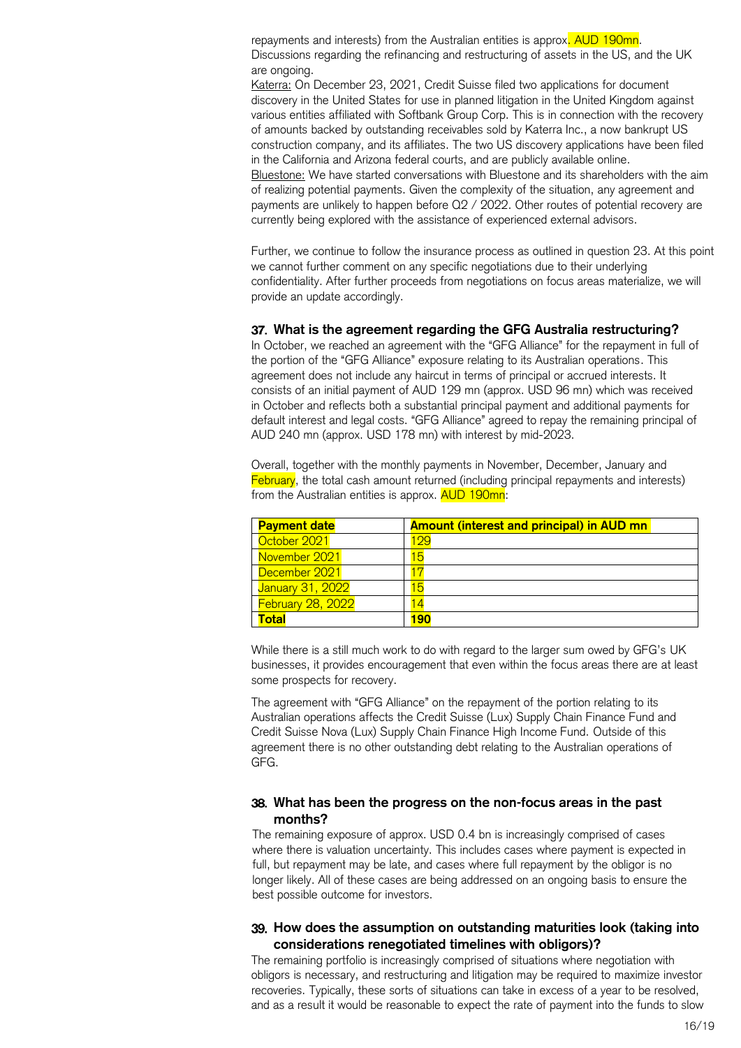repayments and interests) from the Australian entities is approx. AUD 190mn. Discussions regarding the refinancing and restructuring of assets in the US, and the UK are ongoing.

Katerra: On December 23, 2021, Credit Suisse filed two applications for document discovery in the United States for use in planned litigation in the United Kingdom against various entities affiliated with Softbank Group Corp. This is in connection with the recovery of amounts backed by outstanding receivables sold by Katerra Inc., a now bankrupt US construction company, and its affiliates. The two US discovery applications have been filed in the California and Arizona federal courts, and are publicly available online.

Bluestone: We have started conversations with Bluestone and its shareholders with the aim of realizing potential payments. Given the complexity of the situation, any agreement and payments are unlikely to happen before Q2 / 2022. Other routes of potential recovery are currently being explored with the assistance of experienced external advisors.

Further, we continue to follow the insurance process as outlined in question 23. At this point we cannot further comment on any specific negotiations due to their underlying confidentiality. After further proceeds from negotiations on focus areas materialize, we will provide an update accordingly.

### 37. What is the agreement regarding the GFG Australia restructuring?

In October, we reached an agreement with the "GFG Alliance" for the repayment in full of the portion of the "GFG Alliance" exposure relating to its Australian operations. This agreement does not include any haircut in terms of principal or accrued interests. It consists of an initial payment of AUD 129 mn (approx. USD 96 mn) which was received in October and reflects both a substantial principal payment and additional payments for default interest and legal costs. "GFG Alliance" agreed to repay the remaining principal of AUD 240 mn (approx. USD 178 mn) with interest by mid-2023.

Overall, together with the monthly payments in November, December, January and February, the total cash amount returned (including principal repayments and interests) from the Australian entities is approx. AUD 190mn:

| Payment date | Amount (interest and principal) in AUD mn |
|---|---|
| October 2021 | 129 |
| November 2021 | 15 |
| December 2021 | 17 |
| January 31, 2022 | 15 |
| February 28, 2022 | 14 |
| **Total** | **190** |

While there is a still much work to do with regard to the larger sum owed by GFG's UK businesses, it provides encouragement that even within the focus areas there are at least some prospects for recovery.

The agreement with "GFG Alliance" on the repayment of the portion relating to its Australian operations affects the Credit Suisse (Lux) Supply Chain Finance Fund and Credit Suisse Nova (Lux) Supply Chain Finance High Income Fund. Outside of this agreement there is no other outstanding debt relating to the Australian operations of GFG.

### 38. What has been the progress on the non-focus areas in the past months?

The remaining exposure of approx. USD 0.4 bn is increasingly comprised of cases where there is valuation uncertainty. This includes cases where payment is expected in full, but repayment may be late, and cases where full repayment by the obligor is no longer likely. All of these cases are being addressed on an ongoing basis to ensure the best possible outcome for investors.

### 39. How does the assumption on outstanding maturities look (taking into considerations renegotiated timelines with obligors)?

The remaining portfolio is increasingly comprised of situations where negotiation with obligors is necessary, and restructuring and litigation may be required to maximize investor recoveries. Typically, these sorts of situations can take in excess of a year to be resolved, and as a result it would be reasonable to expect the rate of payment into the funds to slow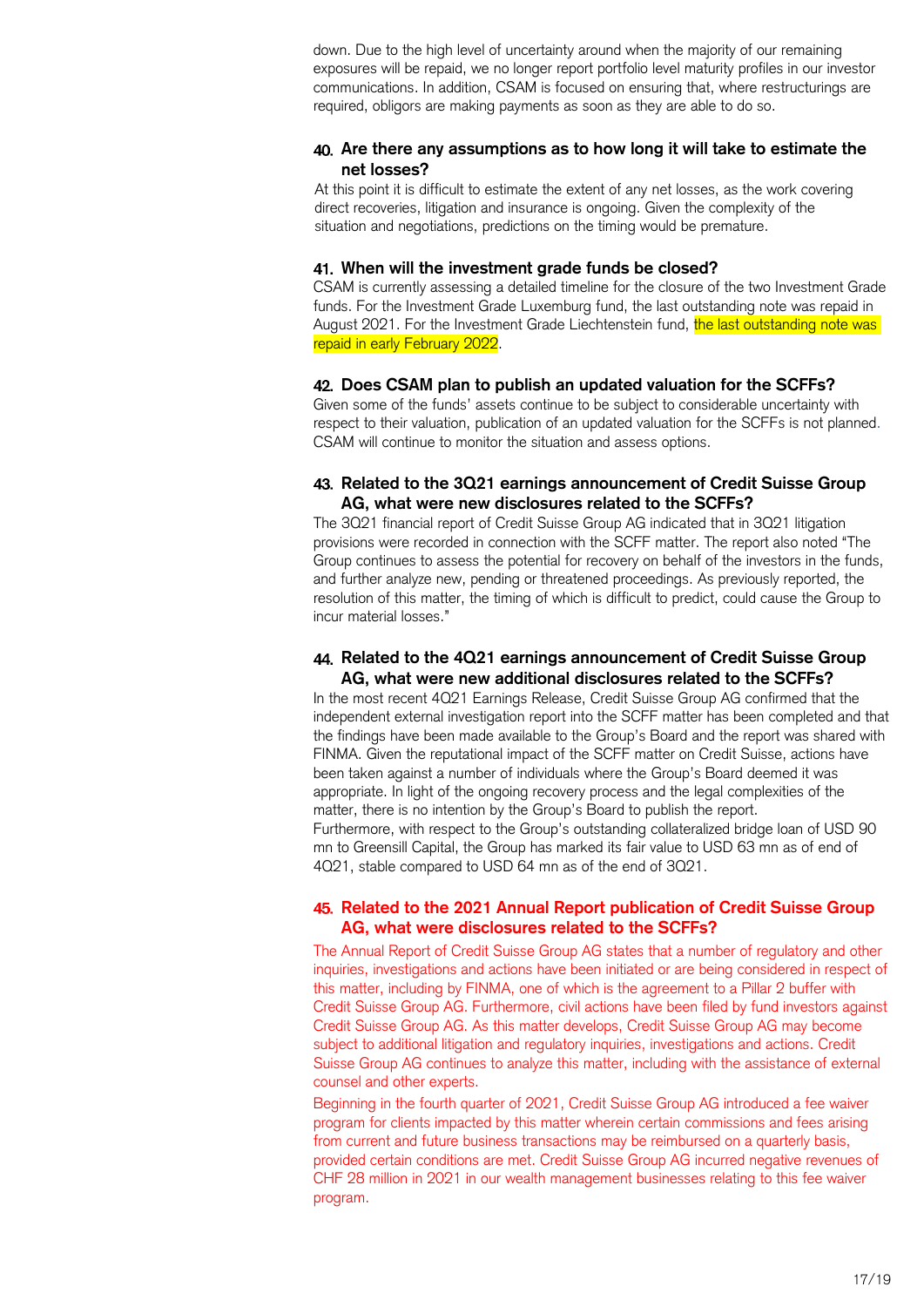down. Due to the high level of uncertainty around when the majority of our remaining exposures will be repaid, we no longer report portfolio level maturity profiles in our investor communications. In addition, CSAM is focused on ensuring that, where restructurings are required, obligors are making payments as soon as they are able to do so.

### 40. Are there any assumptions as to how long it will take to estimate the net losses?

At this point it is difficult to estimate the extent of any net losses, as the work covering direct recoveries, litigation and insurance is ongoing. Given the complexity of the situation and negotiations, predictions on the timing would be premature.

### 41. When will the investment grade funds be closed?

CSAM is currently assessing a detailed timeline for the closure of the two Investment Grade funds. For the Investment Grade Luxemburg fund, the last outstanding note was repaid in August 2021. For the Investment Grade Liechtenstein fund, the last outstanding note was repaid in early February 2022.

### 42. Does CSAM plan to publish an updated valuation for the SCFFs?

Given some of the funds' assets continue to be subject to considerable uncertainty with respect to their valuation, publication of an updated valuation for the SCFFs is not planned. CSAM will continue to monitor the situation and assess options.

### 43. Related to the 3Q21 earnings announcement of Credit Suisse Group AG, what were new disclosures related to the SCFFs?

The 3Q21 financial report of Credit Suisse Group AG indicated that in 3Q21 litigation provisions were recorded in connection with the SCFF matter. The report also noted "The Group continues to assess the potential for recovery on behalf of the investors in the funds, and further analyze new, pending or threatened proceedings. As previously reported, the resolution of this matter, the timing of which is difficult to predict, could cause the Group to incur material losses."

### 44. Related to the 4Q21 earnings announcement of Credit Suisse Group AG, what were new additional disclosures related to the SCFFs?

In the most recent 4Q21 Earnings Release, Credit Suisse Group AG confirmed that the independent external investigation report into the SCFF matter has been completed and that the findings have been made available to the Group's Board and the report was shared with FINMA. Given the reputational impact of the SCFF matter on Credit Suisse, actions have been taken against a number of individuals where the Group's Board deemed it was appropriate. In light of the ongoing recovery process and the legal complexities of the matter, there is no intention by the Group's Board to publish the report.
Furthermore, with respect to the Group's outstanding collateralized bridge loan of USD 90 mn to Greensill Capital, the Group has marked its fair value to USD 63 mn as of end of 4Q21, stable compared to USD 64 mn as of the end of 3Q21.

### 45. Related to the 2021 Annual Report publication of Credit Suisse Group AG, what were disclosures related to the SCFFs?

The Annual Report of Credit Suisse Group AG states that a number of regulatory and other inquiries, investigations and actions have been initiated or are being considered in respect of this matter, including by FINMA, one of which is the agreement to a Pillar 2 buffer with Credit Suisse Group AG. Furthermore, civil actions have been filed by fund investors against Credit Suisse Group AG. As this matter develops, Credit Suisse Group AG may become subject to additional litigation and regulatory inquiries, investigations and actions. Credit Suisse Group AG continues to analyze this matter, including with the assistance of external counsel and other experts.

Beginning in the fourth quarter of 2021, Credit Suisse Group AG introduced a fee waiver program for clients impacted by this matter wherein certain commissions and fees arising from current and future business transactions may be reimbursed on a quarterly basis, provided certain conditions are met. Credit Suisse Group AG incurred negative revenues of CHF 28 million in 2021 in our wealth management businesses relating to this fee waiver program.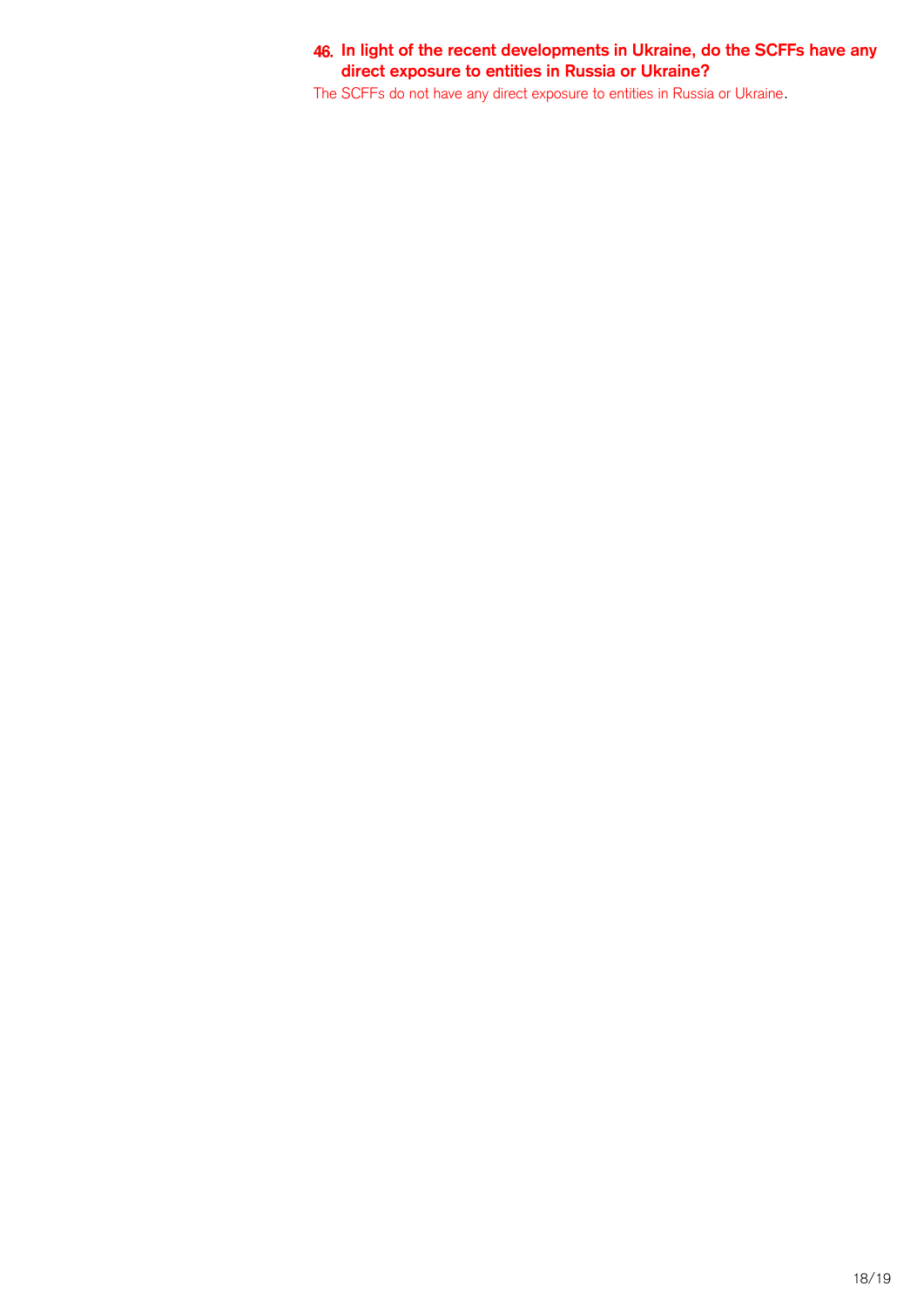### 46. In light of the recent developments in Ukraine, do the SCFFs have any direct exposure to entities in Russia or Ukraine?

The SCFFs do not have any direct exposure to entities in Russia or Ukraine.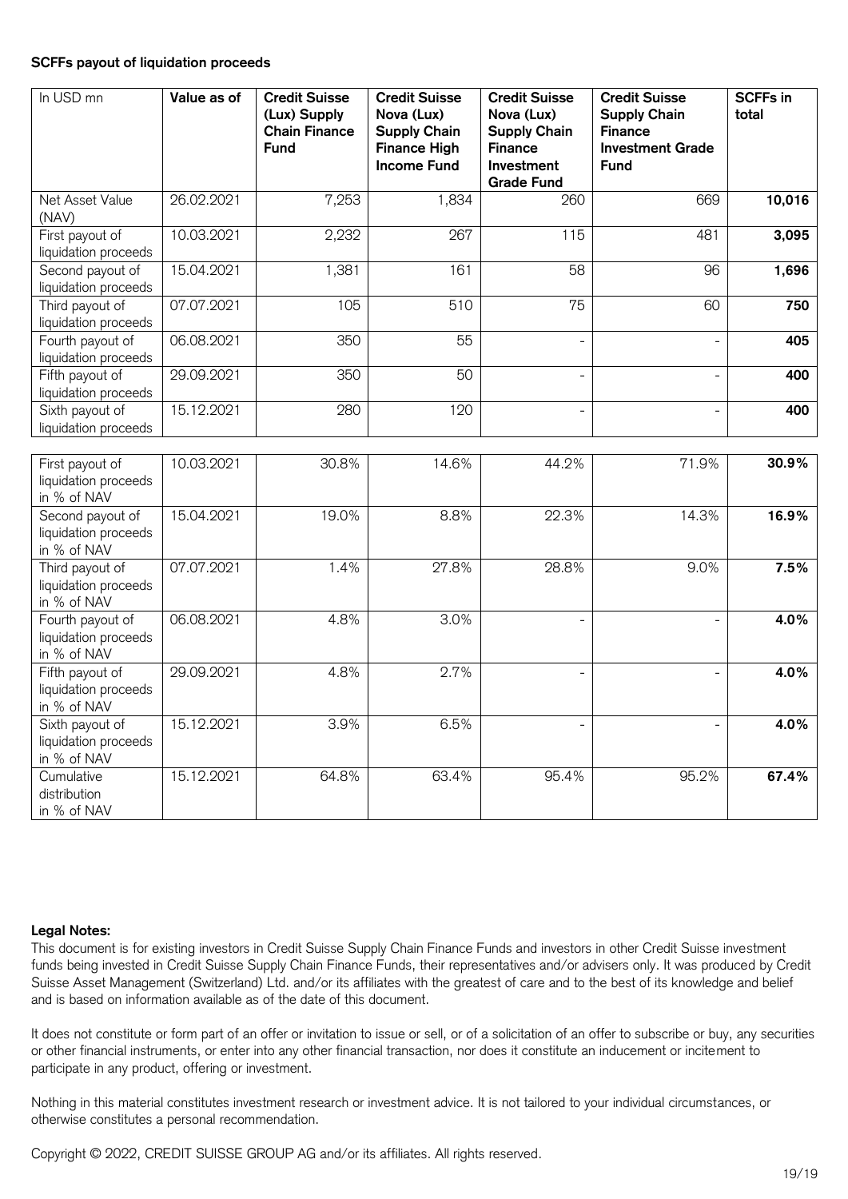**SCFFs payout of liquidation proceeds**

| In USD mn | Value as of | Credit Suisse (Lux) Supply Chain Finance Fund | Credit Suisse Nova (Lux) Supply Chain Finance High Income Fund | Credit Suisse Nova (Lux) Supply Chain Finance Investment Grade Fund | Credit Suisse Supply Chain Finance Investment Grade Fund | SCFFs in total |
|---|---|---|---|---|---|---|
| Net Asset Value (NAV) | 26.02.2021 | 7,253 | 1,834 | 260 | 669 | **10,016** |
| First payout of liquidation proceeds | 10.03.2021 | 2,232 | 267 | 115 | 481 | **3,095** |
| Second payout of liquidation proceeds | 15.04.2021 | 1,381 | 161 | 58 | 96 | **1,696** |
| Third payout of liquidation proceeds | 07.07.2021 | 105 | 510 | 75 | 60 | **750** |
| Fourth payout of liquidation proceeds | 06.08.2021 | 350 | 55 | - | - | **405** |
| Fifth payout of liquidation proceeds | 29.09.2021 | 350 | 50 | - | - | **400** |
| Sixth payout of liquidation proceeds | 15.12.2021 | 280 | 120 | - | - | **400** |
| First payout of liquidation proceeds in % of NAV | 10.03.2021 | 30.8% | 14.6% | 44.2% | 71.9% | **30.9%** |
| Second payout of liquidation proceeds in % of NAV | 15.04.2021 | 19.0% | 8.8% | 22.3% | 14.3% | **16.9%** |
| Third payout of liquidation proceeds in % of NAV | 07.07.2021 | 1.4% | 27.8% | 28.8% | 9.0% | **7.5%** |
| Fourth payout of liquidation proceeds in % of NAV | 06.08.2021 | 4.8% | 3.0% | - | - | **4.0%** |
| Fifth payout of liquidation proceeds in % of NAV | 29.09.2021 | 4.8% | 2.7% | - | - | **4.0%** |
| Sixth payout of liquidation proceeds in % of NAV | 15.12.2021 | 3.9% | 6.5% | - | - | **4.0%** |
| Cumulative distribution in % of NAV | 15.12.2021 | 64.8% | 63.4% | 95.4% | 95.2% | **67.4%** |

**Legal Notes:**

This document is for existing investors in Credit Suisse Supply Chain Finance Funds and investors in other Credit Suisse investment funds being invested in Credit Suisse Supply Chain Finance Funds, their representatives and/or advisers only. It was produced by Credit Suisse Asset Management (Switzerland) Ltd. and/or its affiliates with the greatest of care and to the best of its knowledge and belief and is based on information available as of the date of this document.

It does not constitute or form part of an offer or invitation to issue or sell, or of a solicitation of an offer to subscribe or buy, any securities or other financial instruments, or enter into any other financial transaction, nor does it constitute an inducement or incitement to participate in any product, offering or investment.

Nothing in this material constitutes investment research or investment advice. It is not tailored to your individual circumstances, or otherwise constitutes a personal recommendation.

Copyright © 2022, CREDIT SUISSE GROUP AG and/or its affiliates. All rights reserved.